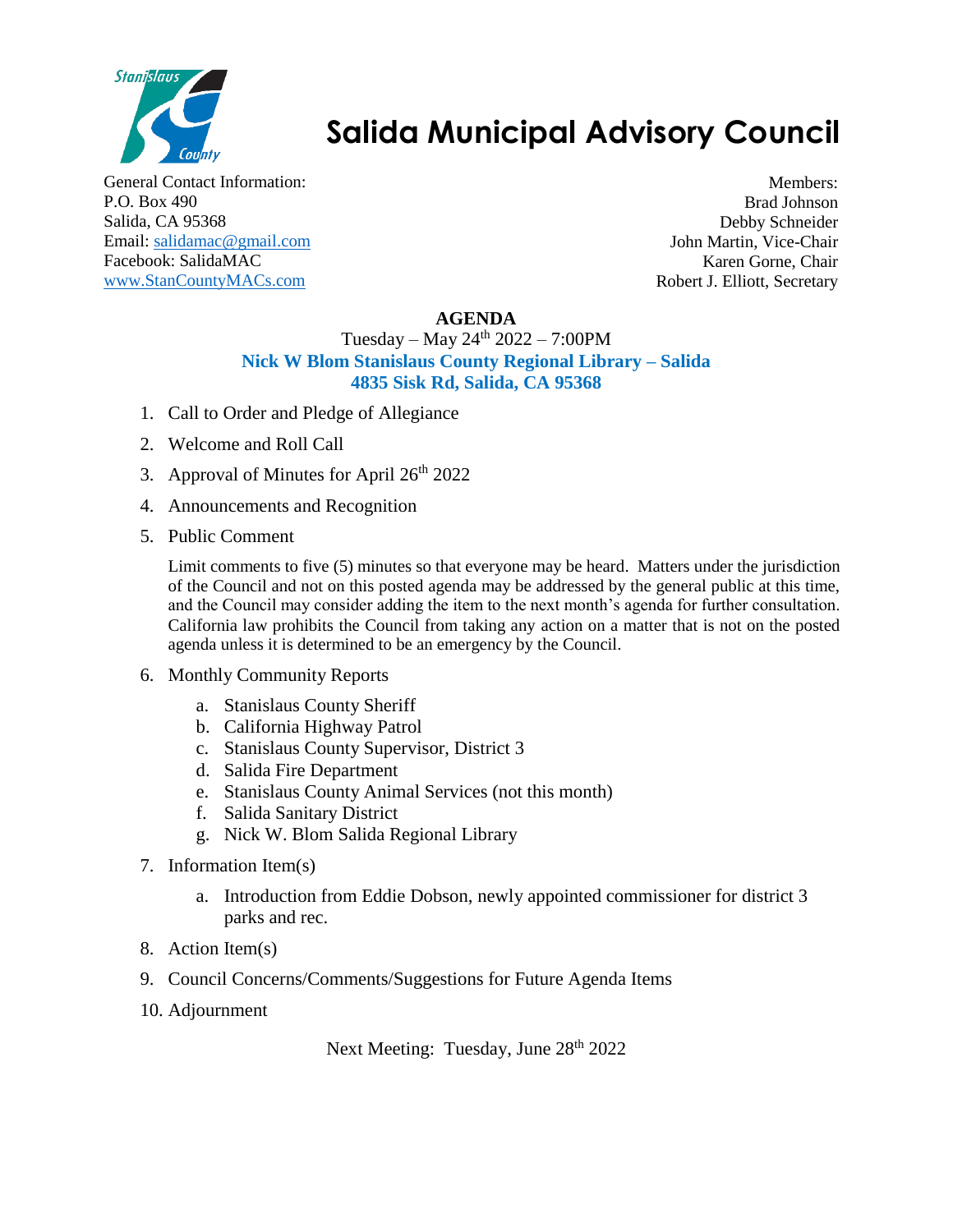# Salida Municipal Advisory Council

General Contact Information:
P.O. Box 490
Salida, CA 95368
Email: salidamac@gmail.com
Facebook: SalidaMAC
www.StanCountyMACs.com

Members:
Brad Johnson
Debby Schneider
John Martin, Vice-Chair
Karen Gorne, Chair
Robert J. Elliott, Secretary

**AGENDA**

Tuesday – May 24th 2022 – 7:00PM

**Nick W Blom Stanislaus County Regional Library – Salida**
**4835 Sisk Rd, Salida, CA 95368**

1. Call to Order and Pledge of Allegiance
2. Welcome and Roll Call
3. Approval of Minutes for April 26th 2022
4. Announcements and Recognition
5. Public Comment

   Limit comments to five (5) minutes so that everyone may be heard. Matters under the jurisdiction of the Council and not on this posted agenda may be addressed by the general public at this time, and the Council may consider adding the item to the next month's agenda for further consultation. California law prohibits the Council from taking any action on a matter that is not on the posted agenda unless it is determined to be an emergency by the Council.

6. Monthly Community Reports
   a. Stanislaus County Sheriff
   b. California Highway Patrol
   c. Stanislaus County Supervisor, District 3
   d. Salida Fire Department
   e. Stanislaus County Animal Services (not this month)
   f. Salida Sanitary District
   g. Nick W. Blom Salida Regional Library
7. Information Item(s)
   a. Introduction from Eddie Dobson, newly appointed commissioner for district 3 parks and rec.
8. Action Item(s)
9. Council Concerns/Comments/Suggestions for Future Agenda Items
10. Adjournment

Next Meeting: Tuesday, June 28th 2022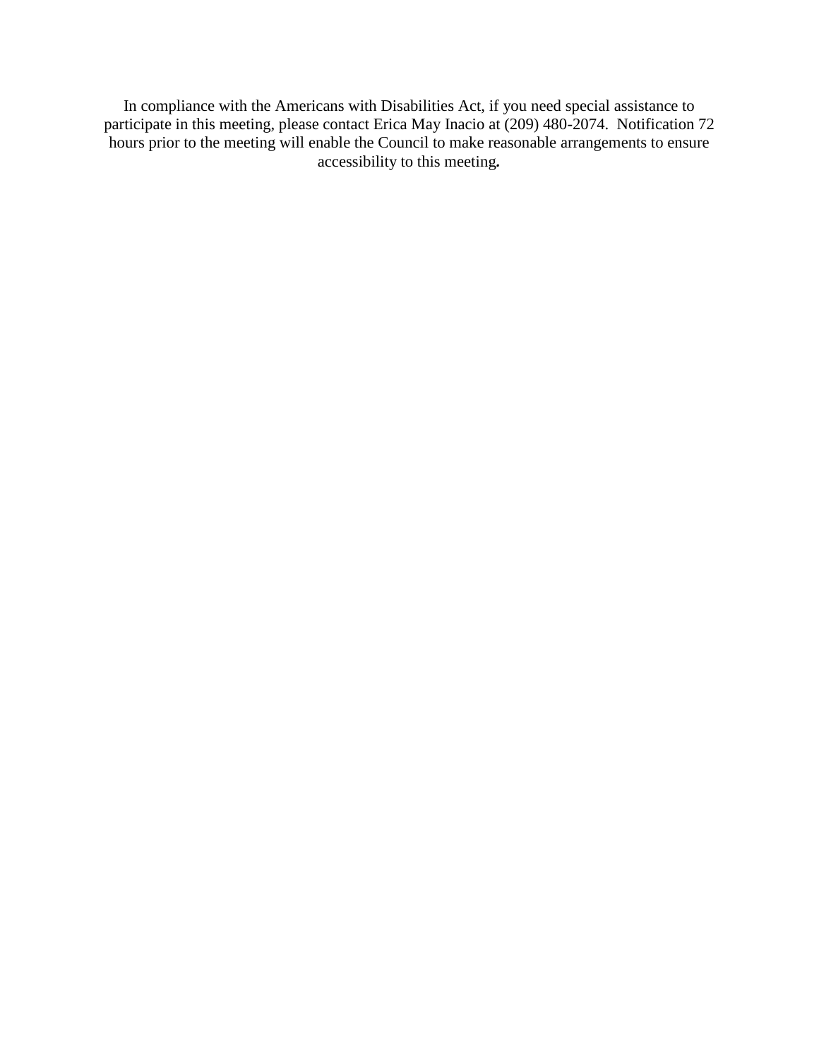In compliance with the Americans with Disabilities Act, if you need special assistance to participate in this meeting, please contact Erica May Inacio at (209) 480-2074. Notification 72 hours prior to the meeting will enable the Council to make reasonable arrangements to ensure accessibility to this meeting.